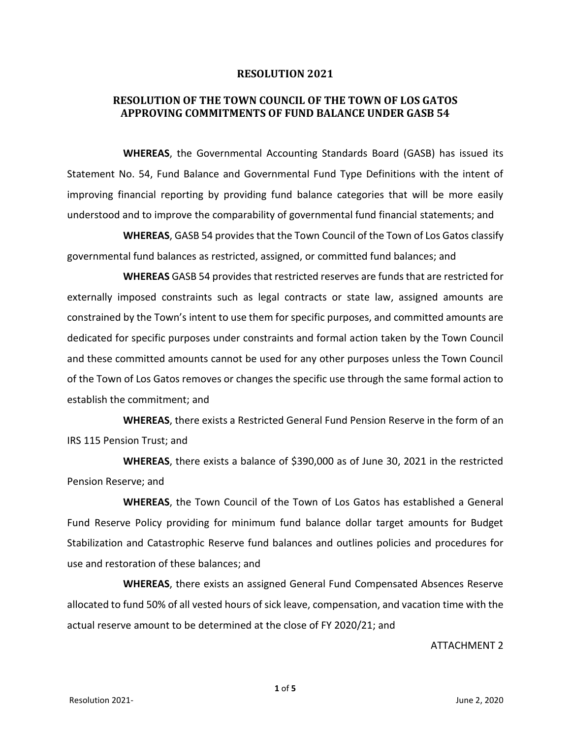# RESOLUTION 2021

## RESOLUTION OF THE TOWN COUNCIL OF THE TOWN OF LOS GATOS APPROVING COMMITMENTS OF FUND BALANCE UNDER GASB 54

**WHEREAS**, the Governmental Accounting Standards Board (GASB) has issued its Statement No. 54, Fund Balance and Governmental Fund Type Definitions with the intent of improving financial reporting by providing fund balance categories that will be more easily understood and to improve the comparability of governmental fund financial statements; and

**WHEREAS**, GASB 54 provides that the Town Council of the Town of Los Gatos classify governmental fund balances as restricted, assigned, or committed fund balances; and

**WHEREAS** GASB 54 provides that restricted reserves are funds that are restricted for externally imposed constraints such as legal contracts or state law, assigned amounts are constrained by the Town's intent to use them for specific purposes, and committed amounts are dedicated for specific purposes under constraints and formal action taken by the Town Council and these committed amounts cannot be used for any other purposes unless the Town Council of the Town of Los Gatos removes or changes the specific use through the same formal action to establish the commitment; and

**WHEREAS**, there exists a Restricted General Fund Pension Reserve in the form of an IRS 115 Pension Trust; and

**WHEREAS**, there exists a balance of $390,000 as of June 30, 2021 in the restricted Pension Reserve; and

**WHEREAS**, the Town Council of the Town of Los Gatos has established a General Fund Reserve Policy providing for minimum fund balance dollar target amounts for Budget Stabilization and Catastrophic Reserve fund balances and outlines policies and procedures for use and restoration of these balances; and

**WHEREAS**, there exists an assigned General Fund Compensated Absences Reserve allocated to fund 50% of all vested hours of sick leave, compensation, and vacation time with the actual reserve amount to be determined at the close of FY 2020/21; and

ATTACHMENT 2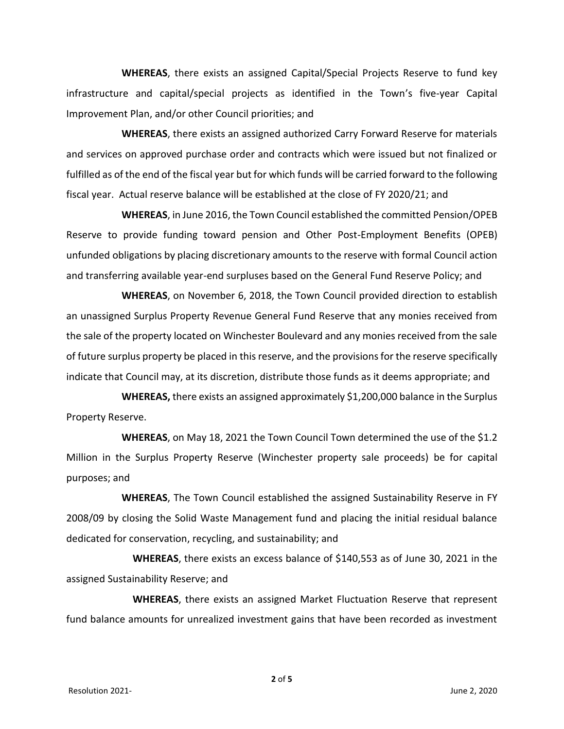**WHEREAS**, there exists an assigned Capital/Special Projects Reserve to fund key infrastructure and capital/special projects as identified in the Town's five-year Capital Improvement Plan, and/or other Council priorities; and

**WHEREAS**, there exists an assigned authorized Carry Forward Reserve for materials and services on approved purchase order and contracts which were issued but not finalized or fulfilled as of the end of the fiscal year but for which funds will be carried forward to the following fiscal year. Actual reserve balance will be established at the close of FY 2020/21; and

**WHEREAS**, in June 2016, the Town Council established the committed Pension/OPEB Reserve to provide funding toward pension and Other Post-Employment Benefits (OPEB) unfunded obligations by placing discretionary amounts to the reserve with formal Council action and transferring available year-end surpluses based on the General Fund Reserve Policy; and

**WHEREAS**, on November 6, 2018, the Town Council provided direction to establish an unassigned Surplus Property Revenue General Fund Reserve that any monies received from the sale of the property located on Winchester Boulevard and any monies received from the sale of future surplus property be placed in this reserve, and the provisions for the reserve specifically indicate that Council may, at its discretion, distribute those funds as it deems appropriate; and

**WHEREAS,** there exists an assigned approximately $1,200,000 balance in the Surplus Property Reserve.

**WHEREAS**, on May 18, 2021 the Town Council Town determined the use of the $1.2 Million in the Surplus Property Reserve (Winchester property sale proceeds) be for capital purposes; and

**WHEREAS**, The Town Council established the assigned Sustainability Reserve in FY 2008/09 by closing the Solid Waste Management fund and placing the initial residual balance dedicated for conservation, recycling, and sustainability; and

**WHEREAS**, there exists an excess balance of $140,553 as of June 30, 2021 in the assigned Sustainability Reserve; and

**WHEREAS**, there exists an assigned Market Fluctuation Reserve that represent fund balance amounts for unrealized investment gains that have been recorded as investment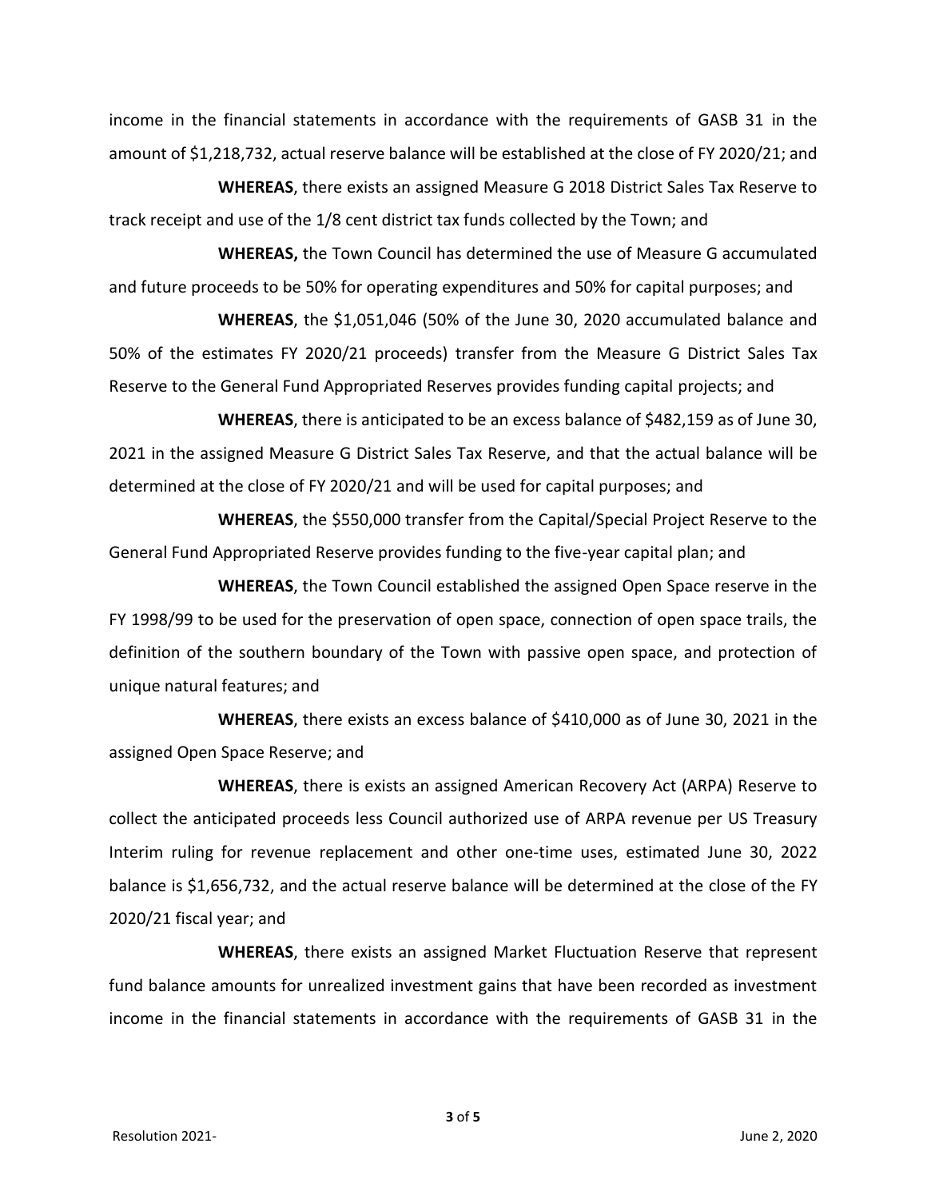income in the financial statements in accordance with the requirements of GASB 31 in the amount of $1,218,732, actual reserve balance will be established at the close of FY 2020/21; and

**WHEREAS**, there exists an assigned Measure G 2018 District Sales Tax Reserve to track receipt and use of the 1/8 cent district tax funds collected by the Town; and

**WHEREAS,** the Town Council has determined the use of Measure G accumulated and future proceeds to be 50% for operating expenditures and 50% for capital purposes; and

**WHEREAS**, the $1,051,046 (50% of the June 30, 2020 accumulated balance and 50% of the estimates FY 2020/21 proceeds) transfer from the Measure G District Sales Tax Reserve to the General Fund Appropriated Reserves provides funding capital projects; and

**WHEREAS**, there is anticipated to be an excess balance of $482,159 as of June 30, 2021 in the assigned Measure G District Sales Tax Reserve, and that the actual balance will be determined at the close of FY 2020/21 and will be used for capital purposes; and

**WHEREAS**, the $550,000 transfer from the Capital/Special Project Reserve to the General Fund Appropriated Reserve provides funding to the five-year capital plan; and

**WHEREAS**, the Town Council established the assigned Open Space reserve in the FY 1998/99 to be used for the preservation of open space, connection of open space trails, the definition of the southern boundary of the Town with passive open space, and protection of unique natural features; and

**WHEREAS**, there exists an excess balance of $410,000 as of June 30, 2021 in the assigned Open Space Reserve; and

**WHEREAS**, there is exists an assigned American Recovery Act (ARPA) Reserve to collect the anticipated proceeds less Council authorized use of ARPA revenue per US Treasury Interim ruling for revenue replacement and other one-time uses, estimated June 30, 2022 balance is $1,656,732, and the actual reserve balance will be determined at the close of the FY 2020/21 fiscal year; and

**WHEREAS**, there exists an assigned Market Fluctuation Reserve that represent fund balance amounts for unrealized investment gains that have been recorded as investment income in the financial statements in accordance with the requirements of GASB 31 in the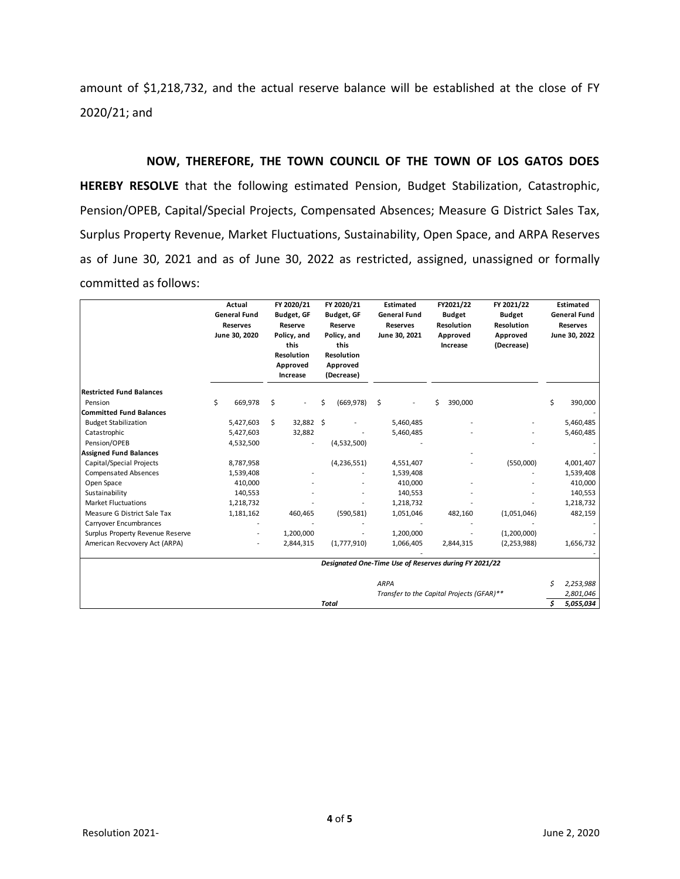amount of $1,218,732, and the actual reserve balance will be established at the close of FY 2020/21; and

**NOW, THEREFORE, THE TOWN COUNCIL OF THE TOWN OF LOS GATOS DOES HEREBY RESOLVE** that the following estimated Pension, Budget Stabilization, Catastrophic, Pension/OPEB, Capital/Special Projects, Compensated Absences; Measure G District Sales Tax, Surplus Property Revenue, Market Fluctuations, Sustainability, Open Space, and ARPA Reserves as of June 30, 2021 and as of June 30, 2022 as restricted, assigned, unassigned or formally committed as follows:

| | Actual General Fund Reserves June 30, 2020 | FY 2020/21 Budget, GF Reserve Policy, and this Resolution Approved Increase | FY 2020/21 Budget, GF Reserve Policy, and this Resolution Approved (Decrease) | Estimated General Fund Reserves June 30, 2021 | FY2021/22 Budget Resolution Approved Increase | FY 2021/22 Budget Resolution Approved (Decrease) | Estimated General Fund Reserves June 30, 2022 |
|---|---|---|---|---|---|---|---|
| **Restricted Fund Balances** | | | | | | | |
| Pension | $ 669,978 | $ - | $ (669,978) | $ - | $ 390,000 | | $ 390,000 |
| **Committed Fund Balances** | | | | | | | - |
| Budget Stabilization | 5,427,603 | $ 32,882 | $ - | 5,460,485 | - | - | 5,460,485 |
| Catastrophic | 5,427,603 | 32,882 | - | 5,460,485 | - | - | 5,460,485 |
| Pension/OPEB | 4,532,500 | - | (4,532,500) | - | | - | - |
| **Assigned Fund Balances** | | | | | - | | - |
| Capital/Special Projects | 8,787,958 | | (4,236,551) | 4,551,407 | - | (550,000) | 4,001,407 |
| Compensated Absences | 1,539,408 | - | - | 1,539,408 | | - | 1,539,408 |
| Open Space | 410,000 | - | - | 410,000 | - | - | 410,000 |
| Sustainability | 140,553 | - | - | 140,553 | - | - | 140,553 |
| Market Fluctuations | 1,218,732 | - | - | 1,218,732 | - | - | 1,218,732 |
| Measure G District Sale Tax | 1,181,162 | 460,465 | (590,581) | 1,051,046 | 482,160 | (1,051,046) | 482,159 |
| Carryover Encumbrances | - | - | - | - | - | - | - |
| Surplus Property Revenue Reserve | - | 1,200,000 | - | 1,200,000 | - | (1,200,000) | - |
| American Recvovery Act (ARPA) | - | 2,844,315 | (1,777,910) | 1,066,405 | 2,844,315 | (2,253,988) | 1,656,732 |
| | | | | - | | | - |
| | | | | *Designated One-Time Use of Reserves during FY 2021/22* | | | |
| | | | | *ARPA* | | | *$ 2,253,988* |
| | | | | *Transfer to the Capital Projects (GFAR)\*\** | | | *2,801,046* |
| | | | *Total* | | | | *$ 5,055,034* |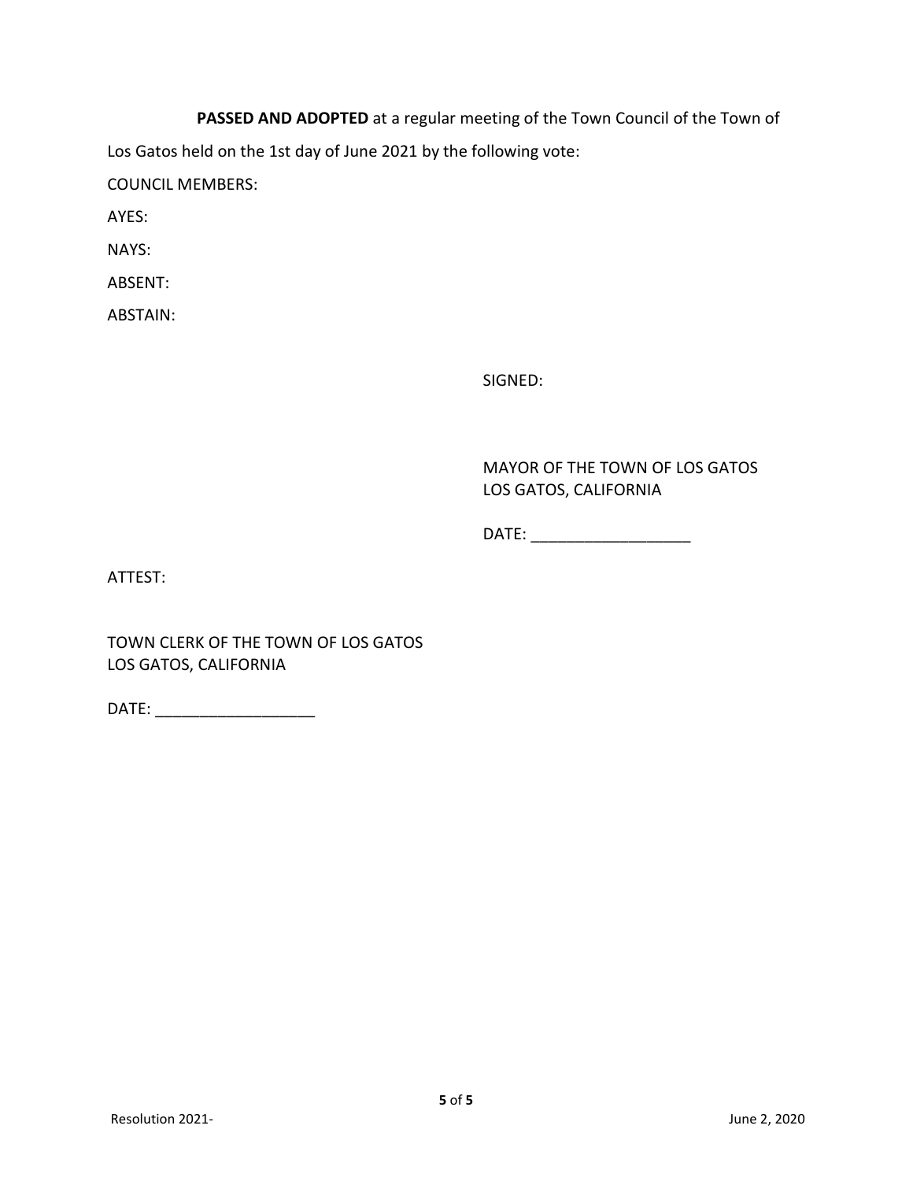**PASSED AND ADOPTED** at a regular meeting of the Town Council of the Town of Los Gatos held on the 1st day of June 2021 by the following vote:

COUNCIL MEMBERS:

AYES:

NAYS:

ABSENT:

ABSTAIN:

SIGNED:

MAYOR OF THE TOWN OF LOS GATOS
LOS GATOS, CALIFORNIA

DATE: __________________

ATTEST:

TOWN CLERK OF THE TOWN OF LOS GATOS
LOS GATOS, CALIFORNIA

DATE: __________________